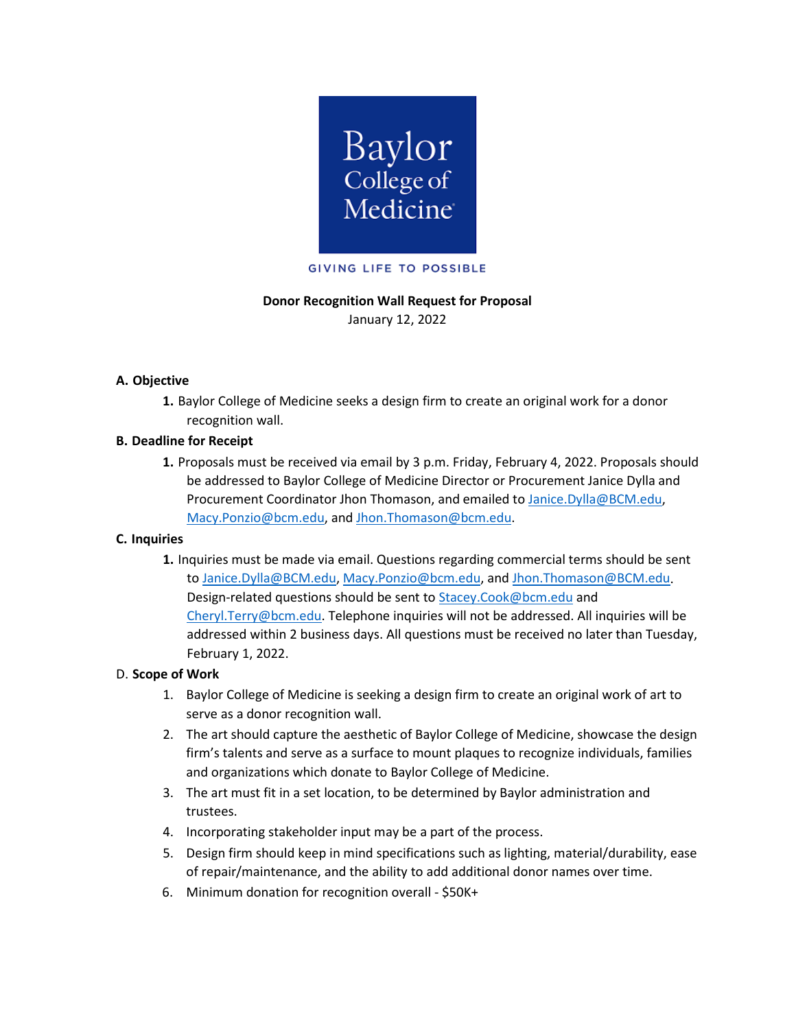Baylor College of Medicine

GIVING LIFE TO POSSIBLE

**Donor Recognition Wall Request for Proposal**

January 12, 2022

**A. Objective**

1. Baylor College of Medicine seeks a design firm to create an original work for a donor recognition wall.

**B. Deadline for Receipt**

1. Proposals must be received via email by 3 p.m. Friday, February 4, 2022. Proposals should be addressed to Baylor College of Medicine Director or Procurement Janice Dylla and Procurement Coordinator Jhon Thomason, and emailed to Janice.Dylla@BCM.edu, Macy.Ponzio@bcm.edu, and Jhon.Thomason@bcm.edu.

**C. Inquiries**

1. Inquiries must be made via email. Questions regarding commercial terms should be sent to Janice.Dylla@BCM.edu, Macy.Ponzio@bcm.edu, and Jhon.Thomason@BCM.edu. Design-related questions should be sent to Stacey.Cook@bcm.edu and Cheryl.Terry@bcm.edu. Telephone inquiries will not be addressed. All inquiries will be addressed within 2 business days. All questions must be received no later than Tuesday, February 1, 2022.

D. **Scope of Work**

1. Baylor College of Medicine is seeking a design firm to create an original work of art to serve as a donor recognition wall.
2. The art should capture the aesthetic of Baylor College of Medicine, showcase the design firm's talents and serve as a surface to mount plaques to recognize individuals, families and organizations which donate to Baylor College of Medicine.
3. The art must fit in a set location, to be determined by Baylor administration and trustees.
4. Incorporating stakeholder input may be a part of the process.
5. Design firm should keep in mind specifications such as lighting, material/durability, ease of repair/maintenance, and the ability to add additional donor names over time.
6. Minimum donation for recognition overall - $50K+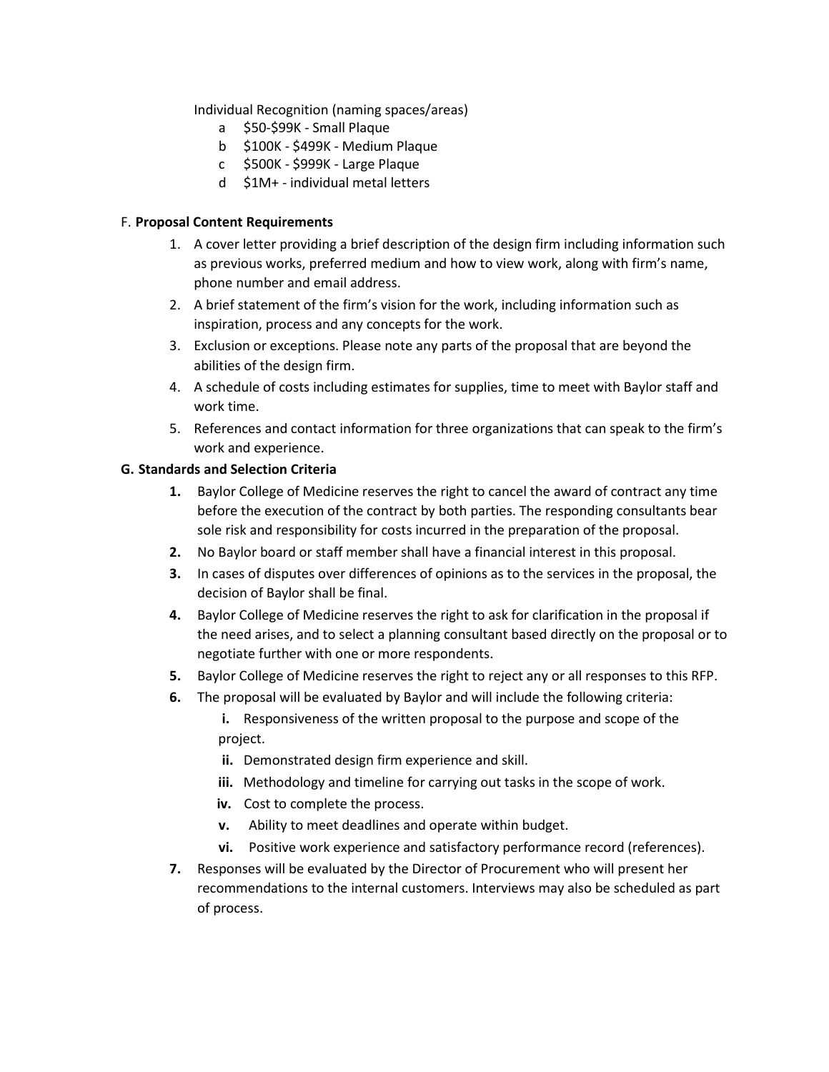Individual Recognition (naming spaces/areas)

- a $50-$99K - Small Plaque
- b $100K - $499K - Medium Plaque
- c $500K - $999K - Large Plaque
- d $1M+ - individual metal letters

F. **Proposal Content Requirements**

1. A cover letter providing a brief description of the design firm including information such as previous works, preferred medium and how to view work, along with firm's name, phone number and email address.
2. A brief statement of the firm's vision for the work, including information such as inspiration, process and any concepts for the work.
3. Exclusion or exceptions. Please note any parts of the proposal that are beyond the abilities of the design firm.
4. A schedule of costs including estimates for supplies, time to meet with Baylor staff and work time.
5. References and contact information for three organizations that can speak to the firm's work and experience.

**G. Standards and Selection Criteria**

**1.** Baylor College of Medicine reserves the right to cancel the award of contract any time before the execution of the contract by both parties. The responding consultants bear sole risk and responsibility for costs incurred in the preparation of the proposal.

**2.** No Baylor board or staff member shall have a financial interest in this proposal.

**3.** In cases of disputes over differences of opinions as to the services in the proposal, the decision of Baylor shall be final.

**4.** Baylor College of Medicine reserves the right to ask for clarification in the proposal if the need arises, and to select a planning consultant based directly on the proposal or to negotiate further with one or more respondents.

**5.** Baylor College of Medicine reserves the right to reject any or all responses to this RFP.

**6.** The proposal will be evaluated by Baylor and will include the following criteria:

- **i.** Responsiveness of the written proposal to the purpose and scope of the project.
- **ii.** Demonstrated design firm experience and skill.
- **iii.** Methodology and timeline for carrying out tasks in the scope of work.
- **iv.** Cost to complete the process.
- **v.** Ability to meet deadlines and operate within budget.
- **vi.** Positive work experience and satisfactory performance record (references).

**7.** Responses will be evaluated by the Director of Procurement who will present her recommendations to the internal customers. Interviews may also be scheduled as part of process.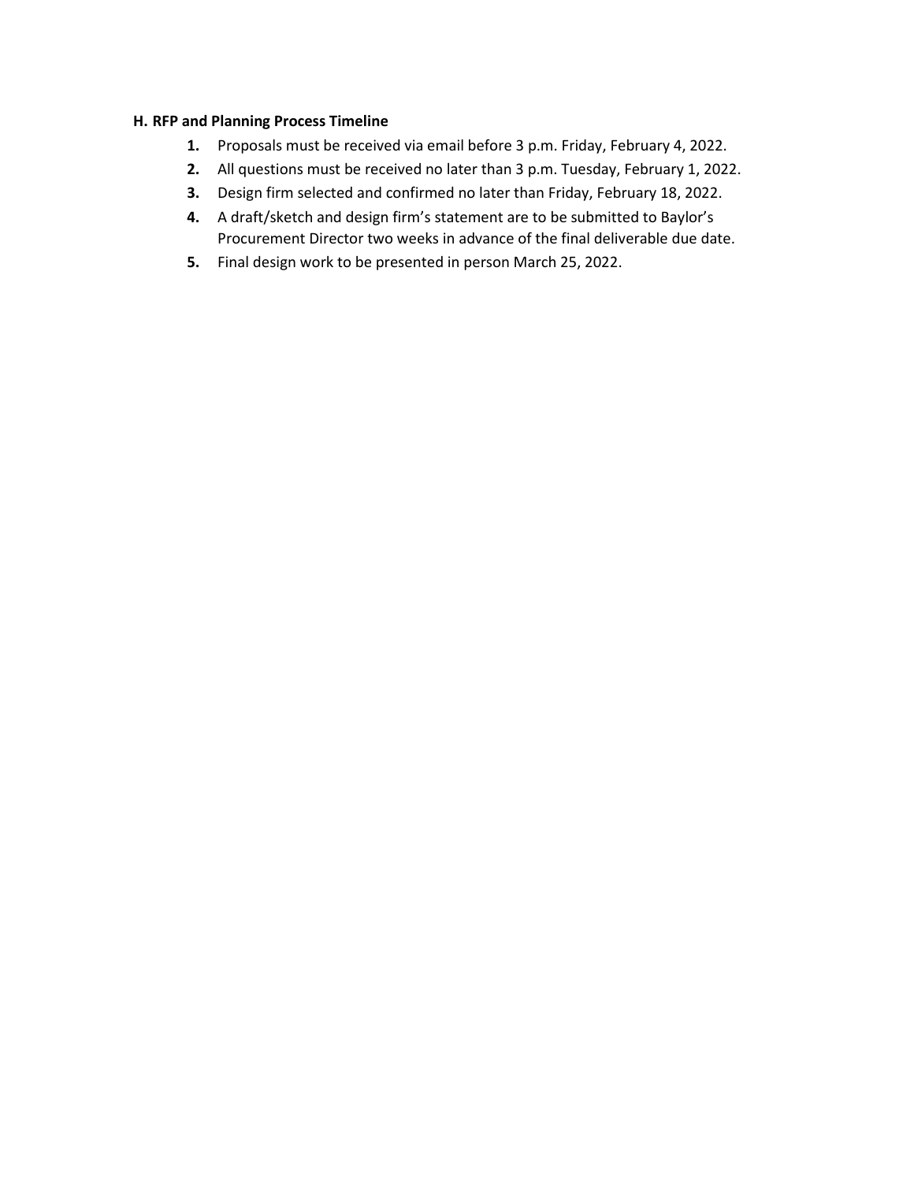### H. RFP and Planning Process Timeline

1. Proposals must be received via email before 3 p.m. Friday, February 4, 2022.
2. All questions must be received no later than 3 p.m. Tuesday, February 1, 2022.
3. Design firm selected and confirmed no later than Friday, February 18, 2022.
4. A draft/sketch and design firm's statement are to be submitted to Baylor's Procurement Director two weeks in advance of the final deliverable due date.
5. Final design work to be presented in person March 25, 2022.